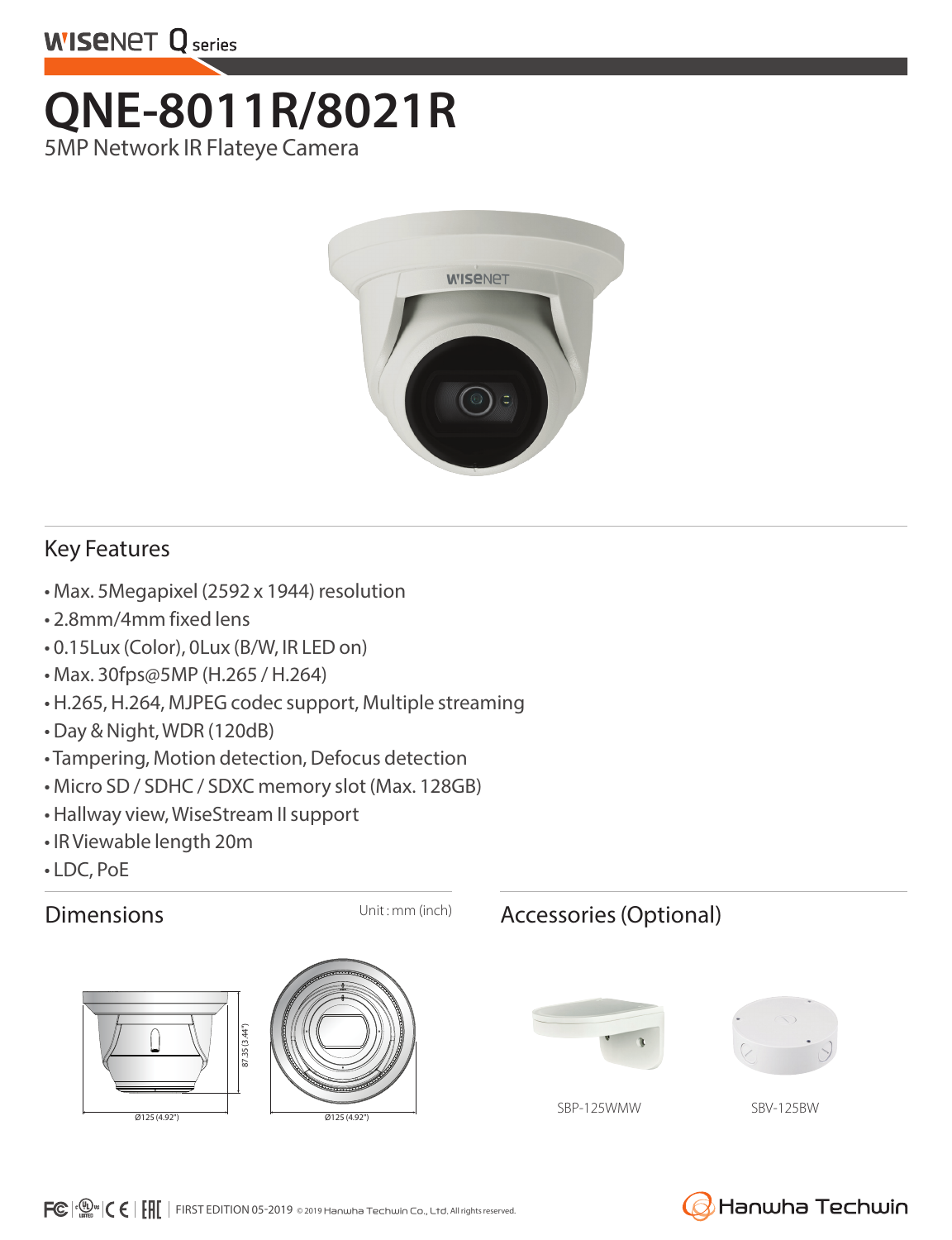WISENET Q series

# QNE-8011R/8021R

5MP Network IR Flateye Camera

## Key Features

- Max. 5Megapixel (2592 x 1944) resolution
- 2.8mm/4mm fixed lens
- 0.15Lux (Color), 0Lux (B/W, IR LED on)
- Max. 30fps@5MP (H.265 / H.264)
- H.265, H.264, MJPEG codec support, Multiple streaming
- Day & Night, WDR (120dB)
- Tampering, Motion detection, Defocus detection
- Micro SD / SDHC / SDXC memory slot (Max. 128GB)
- Hallway view, WiseStream II support
- IR Viewable length 20m
- LDC, PoE

## Dimensions

Unit : mm (inch)

87.35 (3.44")

Ø125 (4.92")

Ø125 (4.92")

## Accessories (Optional)

SBP-125WMW

SBV-125BW

FIRST EDITION 05-2019 © 2019 Hanwha Techwin Co., Ltd. All rights reserved.

Hanwha Techwin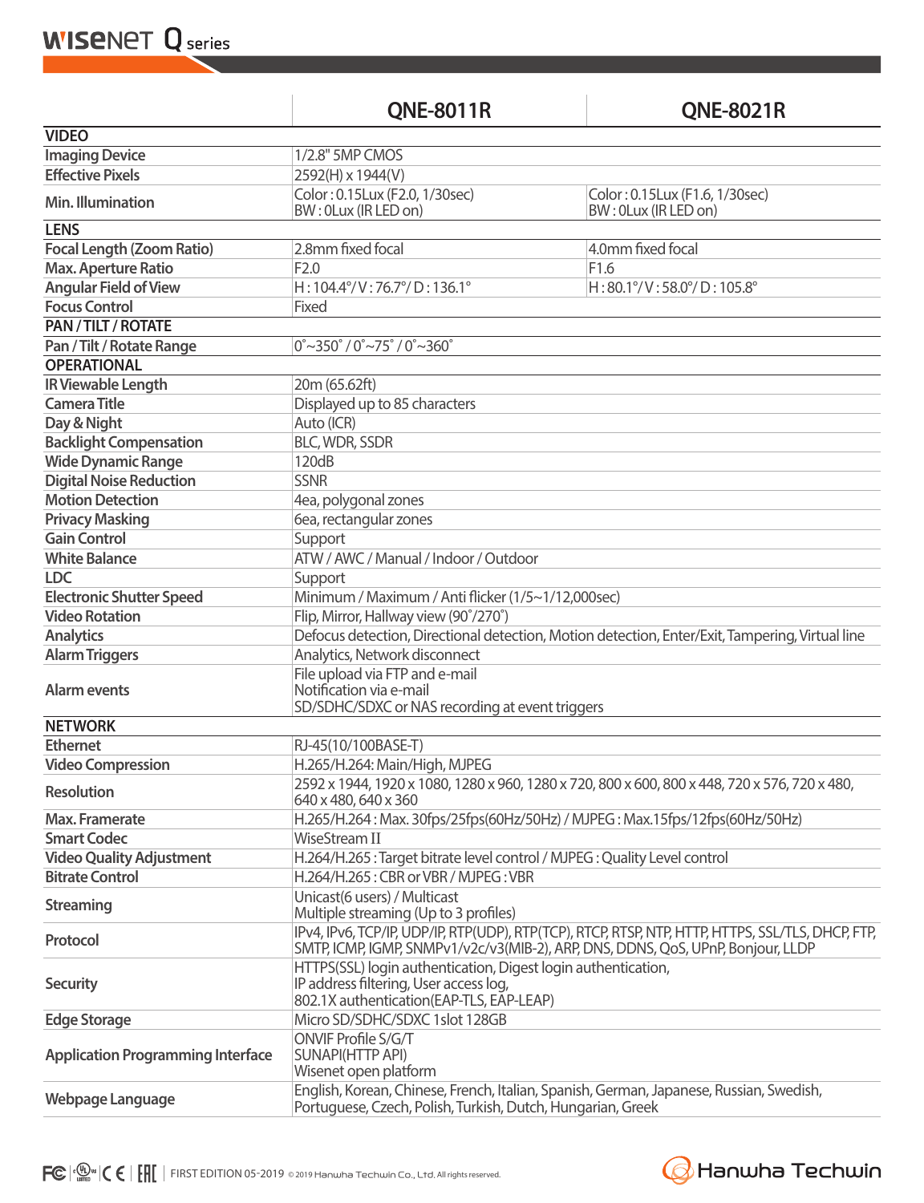| | QNE-8011R | QNE-8021R |
|---|---|---|
| **VIDEO** | | |
| **Imaging Device** | 1/2.8" 5MP CMOS | |
| **Effective Pixels** | 2592(H) x 1944(V) | |
| **Min. Illumination** | Color : 0.15Lux (F2.0, 1/30sec)<br>BW : 0Lux (IR LED on) | Color : 0.15Lux (F1.6, 1/30sec)<br>BW : 0Lux (IR LED on) |
| **LENS** | | |
| **Focal Length (Zoom Ratio)** | 2.8mm fixed focal | 4.0mm fixed focal |
| **Max. Aperture Ratio** | F2.0 | F1.6 |
| **Angular Field of View** | H : 104.4°/ V : 76.7°/ D : 136.1° | H : 80.1°/ V : 58.0°/ D : 105.8° |
| **Focus Control** | Fixed | |
| **PAN / TILT / ROTATE** | | |
| **Pan / Tilt / Rotate Range** | 0˚~350˚ / 0˚~75˚ / 0˚~360˚ | |
| **OPERATIONAL** | | |
| **IR Viewable Length** | 20m (65.62ft) | |
| **Camera Title** | Displayed up to 85 characters | |
| **Day & Night** | Auto (ICR) | |
| **Backlight Compensation** | BLC, WDR, SSDR | |
| **Wide Dynamic Range** | 120dB | |
| **Digital Noise Reduction** | SSNR | |
| **Motion Detection** | 4ea, polygonal zones | |
| **Privacy Masking** | 6ea, rectangular zones | |
| **Gain Control** | Support | |
| **White Balance** | ATW / AWC / Manual / Indoor / Outdoor | |
| **LDC** | Support | |
| **Electronic Shutter Speed** | Minimum / Maximum / Anti flicker (1/5~1/12,000sec) | |
| **Video Rotation** | Flip, Mirror, Hallway view (90˚/270˚) | |
| **Analytics** | Defocus detection, Directional detection, Motion detection, Enter/Exit, Tampering, Virtual line | |
| **Alarm Triggers** | Analytics, Network disconnect | |
| **Alarm events** | File upload via FTP and e-mail<br>Notification via e-mail<br>SD/SDHC/SDXC or NAS recording at event triggers | |
| **NETWORK** | | |
| **Ethernet** | RJ-45(10/100BASE-T) | |
| **Video Compression** | H.265/H.264: Main/High, MJPEG | |
| **Resolution** | 2592 x 1944, 1920 x 1080, 1280 x 960, 1280 x 720, 800 x 600, 800 x 448, 720 x 576, 720 x 480, 640 x 480, 640 x 360 | |
| **Max. Framerate** | H.265/H.264 : Max. 30fps/25fps(60Hz/50Hz) / MJPEG : Max.15fps/12fps(60Hz/50Hz) | |
| **Smart Codec** | WiseStream II | |
| **Video Quality Adjustment** | H.264/H.265 : Target bitrate level control / MJPEG : Quality Level control | |
| **Bitrate Control** | H.264/H.265 : CBR or VBR / MJPEG : VBR | |
| **Streaming** | Unicast(6 users) / Multicast<br>Multiple streaming (Up to 3 profiles) | |
| **Protocol** | IPv4, IPv6, TCP/IP, UDP/IP, RTP(UDP), RTP(TCP), RTCP, RTSP, NTP, HTTP, HTTPS, SSL/TLS, DHCP, FTP, SMTP, ICMP, IGMP, SNMPv1/v2c/v3(MIB-2), ARP, DNS, DDNS, QoS, UPnP, Bonjour, LLDP | |
| **Security** | HTTPS(SSL) login authentication, Digest login authentication,<br>IP address filtering, User access log,<br>802.1X authentication(EAP-TLS, EAP-LEAP) | |
| **Edge Storage** | Micro SD/SDHC/SDXC 1slot 128GB | |
| **Application Programming Interface** | ONVIF Profile S/G/T<br>SUNAPI(HTTP API)<br>Wisenet open platform | |
| **Webpage Language** | English, Korean, Chinese, French, Italian, Spanish, German, Japanese, Russian, Swedish, Portuguese, Czech, Polish, Turkish, Dutch, Hungarian, Greek | |

FIRST EDITION 05-2019 © 2019 Hanwha Techwin Co., Ltd. All rights reserved.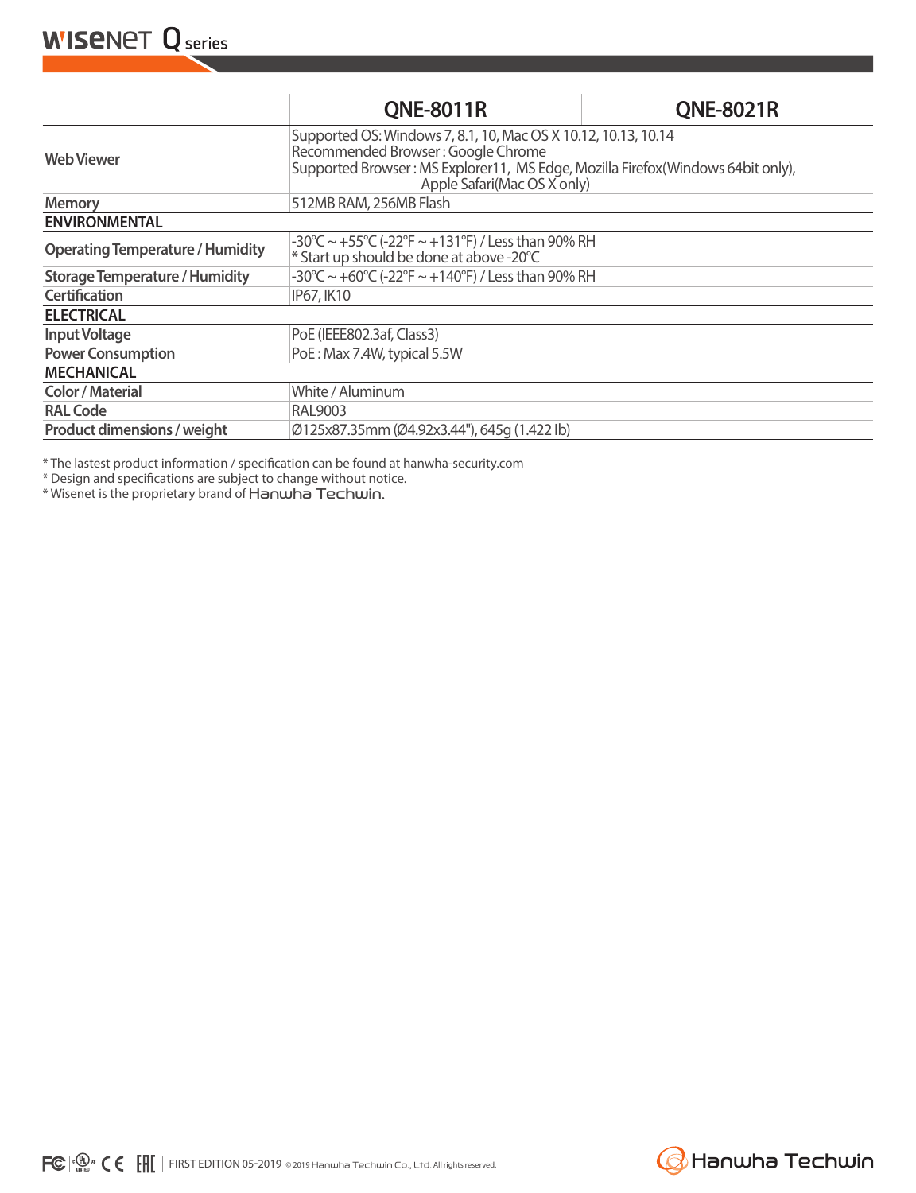| | QNE-8011R | QNE-8021R |
|---|---|---|
| Web Viewer | Supported OS: Windows 7, 8.1, 10, Mac OS X 10.12, 10.13, 10.14<br>Recommended Browser : Google Chrome<br>Supported Browser : MS Explorer11, MS Edge, Mozilla Firefox(Windows 64bit only), Apple Safari(Mac OS X only) | |
| Memory | 512MB RAM, 256MB Flash | |
| **ENVIRONMENTAL** | | |
| Operating Temperature / Humidity | -30°C ~ +55°C (-22°F ~ +131°F) / Less than 90% RH<br>* Start up should be done at above -20°C | |
| Storage Temperature / Humidity | -30°C ~ +60°C (-22°F ~ +140°F) / Less than 90% RH | |
| Certification | IP67, IK10 | |
| **ELECTRICAL** | | |
| Input Voltage | PoE (IEEE802.3af, Class3) | |
| Power Consumption | PoE : Max 7.4W, typical 5.5W | |
| **MECHANICAL** | | |
| Color / Material | White / Aluminum | |
| RAL Code | RAL9003 | |
| Product dimensions / weight | Ø125x87.35mm (Ø4.92x3.44"), 645g (1.422 lb) | |

* The lastest product information / specification can be found at hanwha-security.com
* Design and specifications are subject to change without notice.
* Wisenet is the proprietary brand of Hanwha Techwin.

FIRST EDITION 05-2019 © 2019 Hanwha Techwin Co., Ltd. All rights reserved.